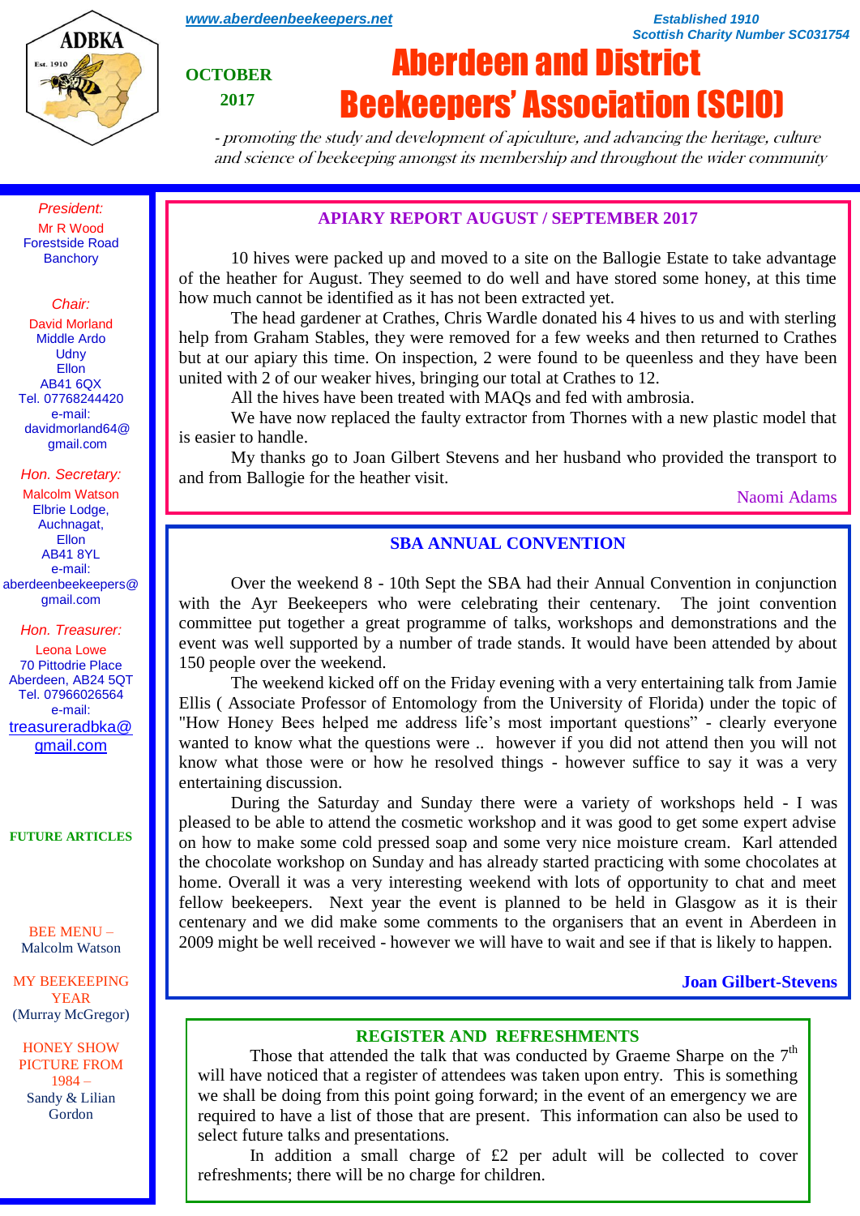www.aberdeenbeekeepers.net

Established 1910
Scottish Charity Number SC031754

ADBKA Est. 1910

OCTOBER 2017

# Aberdeen and District Beekeepers' Association (SCIO)

*- promoting the study and development of apiculture, and advancing the heritage, culture and science of beekeeping amongst its membership and throughout the wider community*

*President:*
Mr R Wood
Forestside Road
Banchory

*Chair:*
David Morland
Middle Ardo
Udny
Ellon
AB41 6QX
Tel. 07768244420
e-mail:
davidmorland64@gmail.com

*Hon. Secretary:*
Malcolm Watson
Elbrie Lodge,
Auchnagat,
Ellon
AB41 8YL
e-mail:
aberdeenbeekeepers@gmail.com

*Hon. Treasurer:*
Leona Lowe
70 Pittodrie Place
Aberdeen, AB24 5QT
Tel. 07966026564
e-mail:
treasureradbka@gmail.com

**FUTURE ARTICLES**

BEE MENU – Malcolm Watson

MY BEEKEEPING YEAR (Murray McGregor)

HONEY SHOW PICTURE FROM 1984 – Sandy & Lilian Gordon

## APIARY REPORT AUGUST / SEPTEMBER 2017

10 hives were packed up and moved to a site on the Ballogie Estate to take advantage of the heather for August. They seemed to do well and have stored some honey, at this time how much cannot be identified as it has not been extracted yet.

The head gardener at Crathes, Chris Wardle donated his 4 hives to us and with sterling help from Graham Stables, they were removed for a few weeks and then returned to Crathes but at our apiary this time. On inspection, 2 were found to be queenless and they have been united with 2 of our weaker hives, bringing our total at Crathes to 12.

All the hives have been treated with MAQs and fed with ambrosia.

We have now replaced the faulty extractor from Thornes with a new plastic model that is easier to handle.

My thanks go to Joan Gilbert Stevens and her husband who provided the transport to and from Ballogie for the heather visit.

Naomi Adams

## SBA ANNUAL CONVENTION

Over the weekend 8 - 10th Sept the SBA had their Annual Convention in conjunction with the Ayr Beekeepers who were celebrating their centenary. The joint convention committee put together a great programme of talks, workshops and demonstrations and the event was well supported by a number of trade stands. It would have been attended by about 150 people over the weekend.

The weekend kicked off on the Friday evening with a very entertaining talk from Jamie Ellis ( Associate Professor of Entomology from the University of Florida) under the topic of "How Honey Bees helped me address life's most important questions" - clearly everyone wanted to know what the questions were .. however if you did not attend then you will not know what those were or how he resolved things - however suffice to say it was a very entertaining discussion.

During the Saturday and Sunday there were a variety of workshops held - I was pleased to be able to attend the cosmetic workshop and it was good to get some expert advise on how to make some cold pressed soap and some very nice moisture cream. Karl attended the chocolate workshop on Sunday and has already started practicing with some chocolates at home. Overall it was a very interesting weekend with lots of opportunity to chat and meet fellow beekeepers. Next year the event is planned to be held in Glasgow as it is their centenary and we did make some comments to the organisers that an event in Aberdeen in 2009 might be well received - however we will have to wait and see if that is likely to happen.

**Joan Gilbert-Stevens**

## REGISTER AND REFRESHMENTS

Those that attended the talk that was conducted by Graeme Sharpe on the 7th will have noticed that a register of attendees was taken upon entry. This is something we shall be doing from this point going forward; in the event of an emergency we are required to have a list of those that are present. This information can also be used to select future talks and presentations.

In addition a small charge of £2 per adult will be collected to cover refreshments; there will be no charge for children.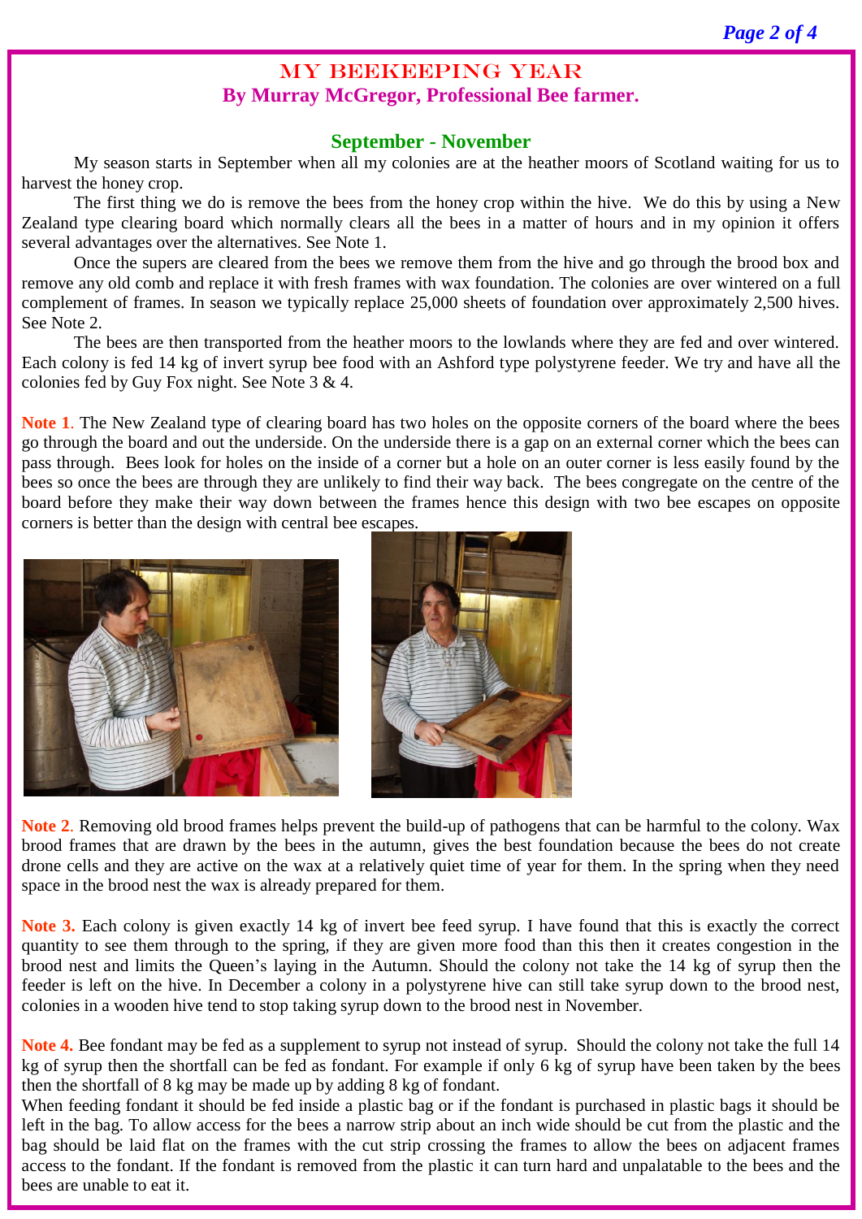# MY BEEKEEPING YEAR

## By Murray McGregor, Professional Bee farmer.

### September - November

My season starts in September when all my colonies are at the heather moors of Scotland waiting for us to harvest the honey crop.

The first thing we do is remove the bees from the honey crop within the hive. We do this by using a New Zealand type clearing board which normally clears all the bees in a matter of hours and in my opinion it offers several advantages over the alternatives. See Note 1.

Once the supers are cleared from the bees we remove them from the hive and go through the brood box and remove any old comb and replace it with fresh frames with wax foundation. The colonies are over wintered on a full complement of frames. In season we typically replace 25,000 sheets of foundation over approximately 2,500 hives. See Note 2.

The bees are then transported from the heather moors to the lowlands where they are fed and over wintered. Each colony is fed 14 kg of invert syrup bee food with an Ashford type polystyrene feeder. We try and have all the colonies fed by Guy Fox night. See Note 3 & 4.

**Note 1**. The New Zealand type of clearing board has two holes on the opposite corners of the board where the bees go through the board and out the underside. On the underside there is a gap on an external corner which the bees can pass through. Bees look for holes on the inside of a corner but a hole on an outer corner is less easily found by the bees so once the bees are through they are unlikely to find their way back. The bees congregate on the centre of the board before they make their way down between the frames hence this design with two bee escapes on opposite corners is better than the design with central bee escapes.

**Note 2**. Removing old brood frames helps prevent the build-up of pathogens that can be harmful to the colony. Wax brood frames that are drawn by the bees in the autumn, gives the best foundation because the bees do not create drone cells and they are active on the wax at a relatively quiet time of year for them. In the spring when they need space in the brood nest the wax is already prepared for them.

**Note 3.** Each colony is given exactly 14 kg of invert bee feed syrup. I have found that this is exactly the correct quantity to see them through to the spring, if they are given more food than this then it creates congestion in the brood nest and limits the Queen's laying in the Autumn. Should the colony not take the 14 kg of syrup then the feeder is left on the hive. In December a colony in a polystyrene hive can still take syrup down to the brood nest, colonies in a wooden hive tend to stop taking syrup down to the brood nest in November.

**Note 4.** Bee fondant may be fed as a supplement to syrup not instead of syrup. Should the colony not take the full 14 kg of syrup then the shortfall can be fed as fondant. For example if only 6 kg of syrup have been taken by the bees then the shortfall of 8 kg may be made up by adding 8 kg of fondant.

When feeding fondant it should be fed inside a plastic bag or if the fondant is purchased in plastic bags it should be left in the bag. To allow access for the bees a narrow strip about an inch wide should be cut from the plastic and the bag should be laid flat on the frames with the cut strip crossing the frames to allow the bees on adjacent frames access to the fondant. If the fondant is removed from the plastic it can turn hard and unpalatable to the bees and the bees are unable to eat it.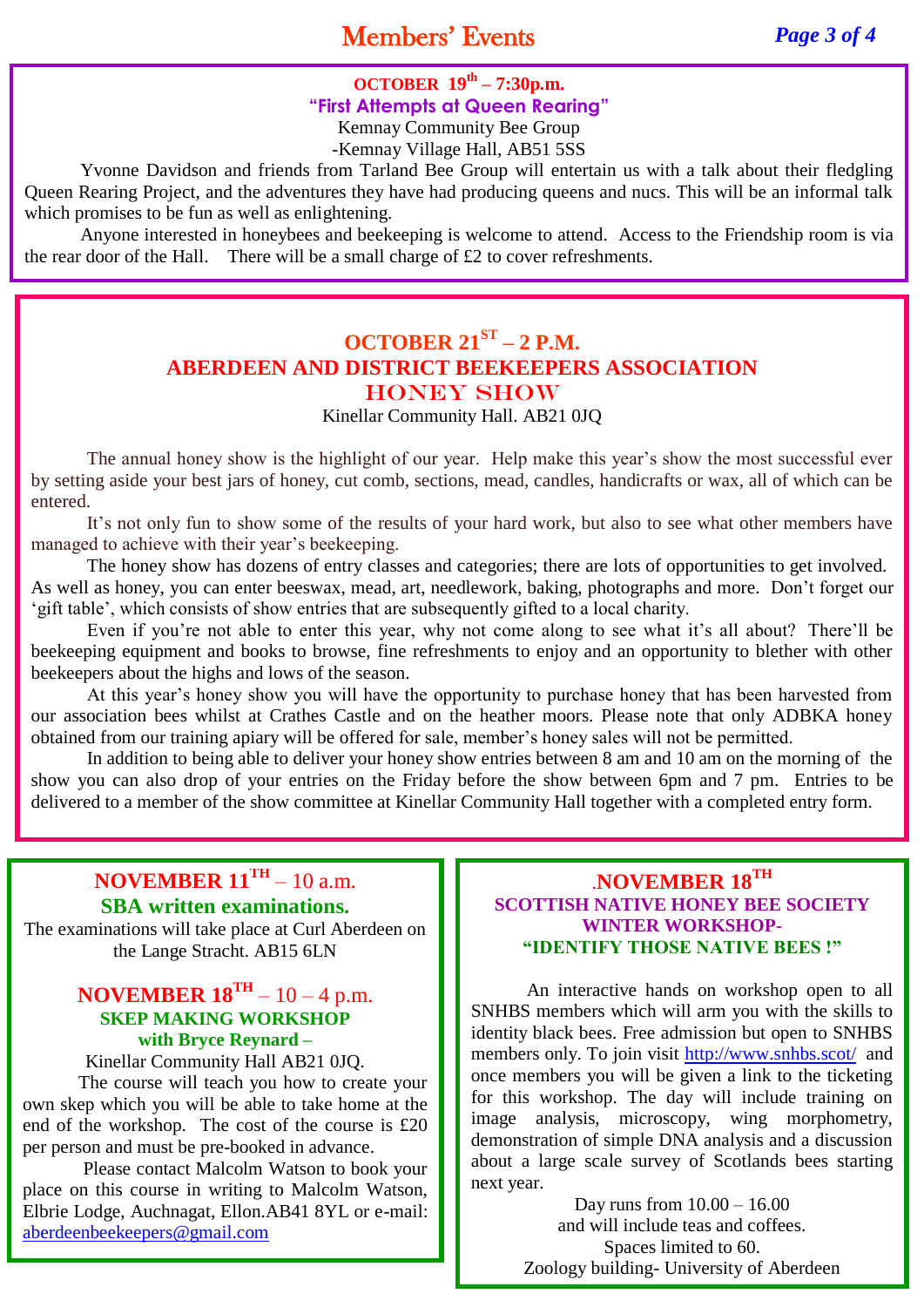# Members' Events

## OCTOBER 19th – 7:30p.m.

### "First Attempts at Queen Rearing"

Kemnay Community Bee Group
-Kemnay Village Hall, AB51 5SS

Yvonne Davidson and friends from Tarland Bee Group will entertain us with a talk about their fledgling Queen Rearing Project, and the adventures they have had producing queens and nucs. This will be an informal talk which promises to be fun as well as enlightening.

Anyone interested in honeybees and beekeeping is welcome to attend. Access to the Friendship room is via the rear door of the Hall. There will be a small charge of £2 to cover refreshments.

## OCTOBER 21ST – 2 P.M.

### ABERDEEN AND DISTRICT BEEKEEPERS ASSOCIATION HONEY SHOW

Kinellar Community Hall. AB21 0JQ

The annual honey show is the highlight of our year. Help make this year's show the most successful ever by setting aside your best jars of honey, cut comb, sections, mead, candles, handicrafts or wax, all of which can be entered.

It's not only fun to show some of the results of your hard work, but also to see what other members have managed to achieve with their year's beekeeping.

The honey show has dozens of entry classes and categories; there are lots of opportunities to get involved. As well as honey, you can enter beeswax, mead, art, needlework, baking, photographs and more. Don't forget our 'gift table', which consists of show entries that are subsequently gifted to a local charity.

Even if you're not able to enter this year, why not come along to see what it's all about? There'll be beekeeping equipment and books to browse, fine refreshments to enjoy and an opportunity to blether with other beekeepers about the highs and lows of the season.

At this year's honey show you will have the opportunity to purchase honey that has been harvested from our association bees whilst at Crathes Castle and on the heather moors. Please note that only ADBKA honey obtained from our training apiary will be offered for sale, member's honey sales will not be permitted.

In addition to being able to deliver your honey show entries between 8 am and 10 am on the morning of the show you can also drop of your entries on the Friday before the show between 6pm and 7 pm. Entries to be delivered to a member of the show committee at Kinellar Community Hall together with a completed entry form.

## NOVEMBER 11TH – 10 a.m.

### SBA written examinations.

The examinations will take place at Curl Aberdeen on the Lange Stracht. AB15 6LN

## NOVEMBER 18TH – 10 – 4 p.m.

### SKEP MAKING WORKSHOP with Bryce Reynard –

Kinellar Community Hall AB21 0JQ.

The course will teach you how to create your own skep which you will be able to take home at the end of the workshop. The cost of the course is £20 per person and must be pre-booked in advance.

Please contact Malcolm Watson to book your place on this course in writing to Malcolm Watson, Elbrie Lodge, Auchnagat, Ellon.AB41 8YL or e-mail: aberdeenbeekeepers@gmail.com

## .NOVEMBER 18TH

### SCOTTISH NATIVE HONEY BEE SOCIETY WINTER WORKSHOP- "IDENTIFY THOSE NATIVE BEES !"

An interactive hands on workshop open to all SNHBS members which will arm you with the skills to identity black bees. Free admission but open to SNHBS members only. To join visit http://www.snhbs.scot/ and once members you will be given a link to the ticketing for this workshop. The day will include training on image analysis, microscopy, wing morphometry, demonstration of simple DNA analysis and a discussion about a large scale survey of Scotlands bees starting next year.

Day runs from 10.00 – 16.00
and will include teas and coffees.
Spaces limited to 60.
Zoology building- University of Aberdeen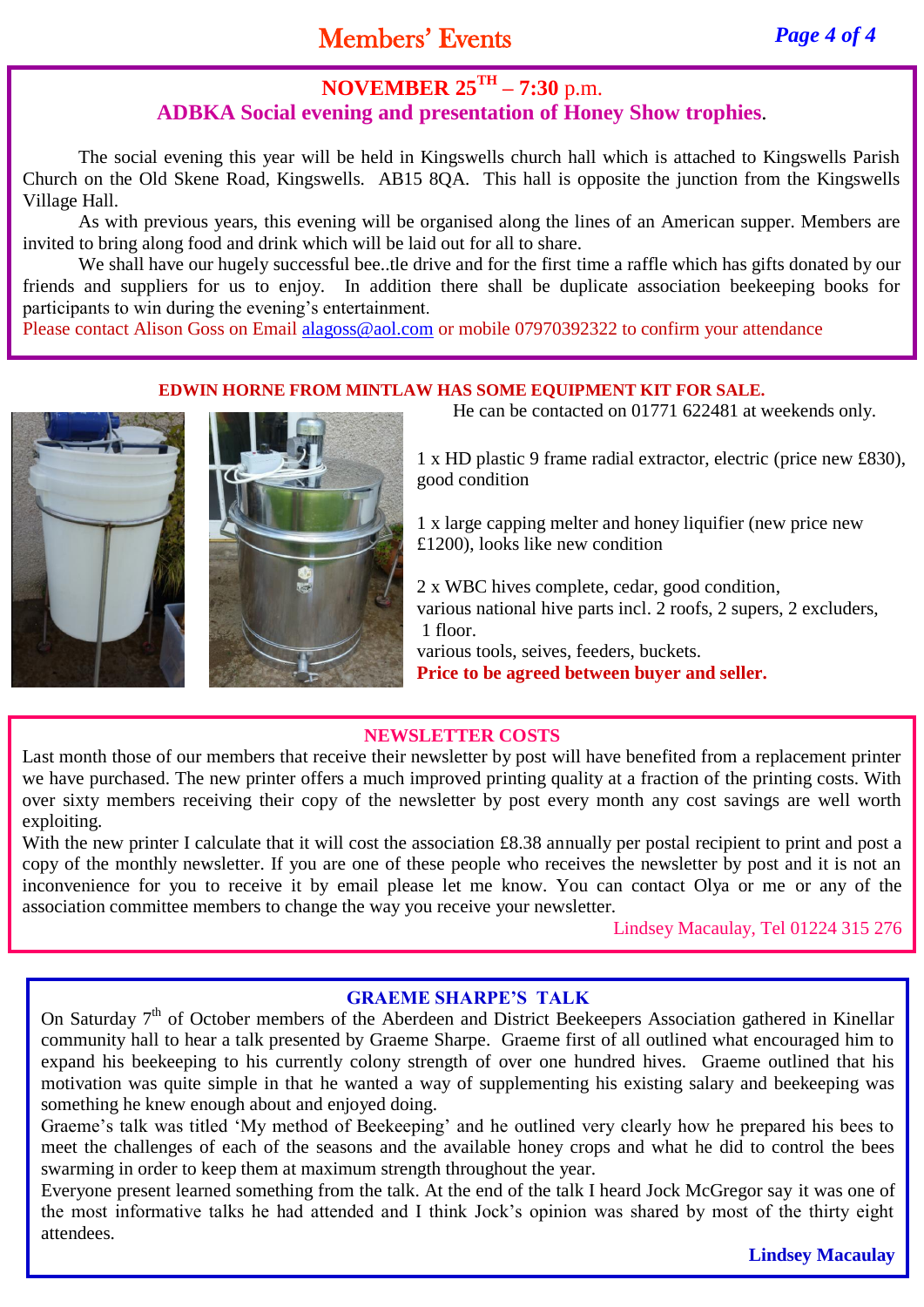# Members' Events

## NOVEMBER 25TH – 7:30 p.m.
## ADBKA Social evening and presentation of Honey Show trophies.

The social evening this year will be held in Kingswells church hall which is attached to Kingswells Parish Church on the Old Skene Road, Kingswells. AB15 8QA. This hall is opposite the junction from the Kingswells Village Hall.

As with previous years, this evening will be organised along the lines of an American supper. Members are invited to bring along food and drink which will be laid out for all to share.

We shall have our hugely successful bee..tle drive and for the first time a raffle which has gifts donated by our friends and suppliers for us to enjoy. In addition there shall be duplicate association beekeeping books for participants to win during the evening's entertainment.

Please contact Alison Goss on Email alagoss@aol.com or mobile 07970392322 to confirm your attendance

## EDWIN HORNE FROM MINTLAW HAS SOME EQUIPMENT KIT FOR SALE.

He can be contacted on 01771 622481 at weekends only.

1 x HD plastic 9 frame radial extractor, electric (price new £830), good condition

1 x large capping melter and honey liquifier (new price new £1200), looks like new condition

2 x WBC hives complete, cedar, good condition,
various national hive parts incl. 2 roofs, 2 supers, 2 excluders, 1 floor.
various tools, seives, feeders, buckets.

**Price to be agreed between buyer and seller.**

## NEWSLETTER COSTS

Last month those of our members that receive their newsletter by post will have benefited from a replacement printer we have purchased. The new printer offers a much improved printing quality at a fraction of the printing costs. With over sixty members receiving their copy of the newsletter by post every month any cost savings are well worth exploiting.

With the new printer I calculate that it will cost the association £8.38 annually per postal recipient to print and post a copy of the monthly newsletter. If you are one of these people who receives the newsletter by post and it is not an inconvenience for you to receive it by email please let me know. You can contact Olya or me or any of the association committee members to change the way you receive your newsletter.

Lindsey Macaulay, Tel 01224 315 276

## GRAEME SHARPE'S TALK

On Saturday 7th of October members of the Aberdeen and District Beekeepers Association gathered in Kinellar community hall to hear a talk presented by Graeme Sharpe. Graeme first of all outlined what encouraged him to expand his beekeeping to his currently colony strength of over one hundred hives. Graeme outlined that his motivation was quite simple in that he wanted a way of supplementing his existing salary and beekeeping was something he knew enough about and enjoyed doing.

Graeme's talk was titled 'My method of Beekeeping' and he outlined very clearly how he prepared his bees to meet the challenges of each of the seasons and the available honey crops and what he did to control the bees swarming in order to keep them at maximum strength throughout the year.

Everyone present learned something from the talk. At the end of the talk I heard Jock McGregor say it was one of the most informative talks he had attended and I think Jock's opinion was shared by most of the thirty eight attendees.

**Lindsey Macaulay**